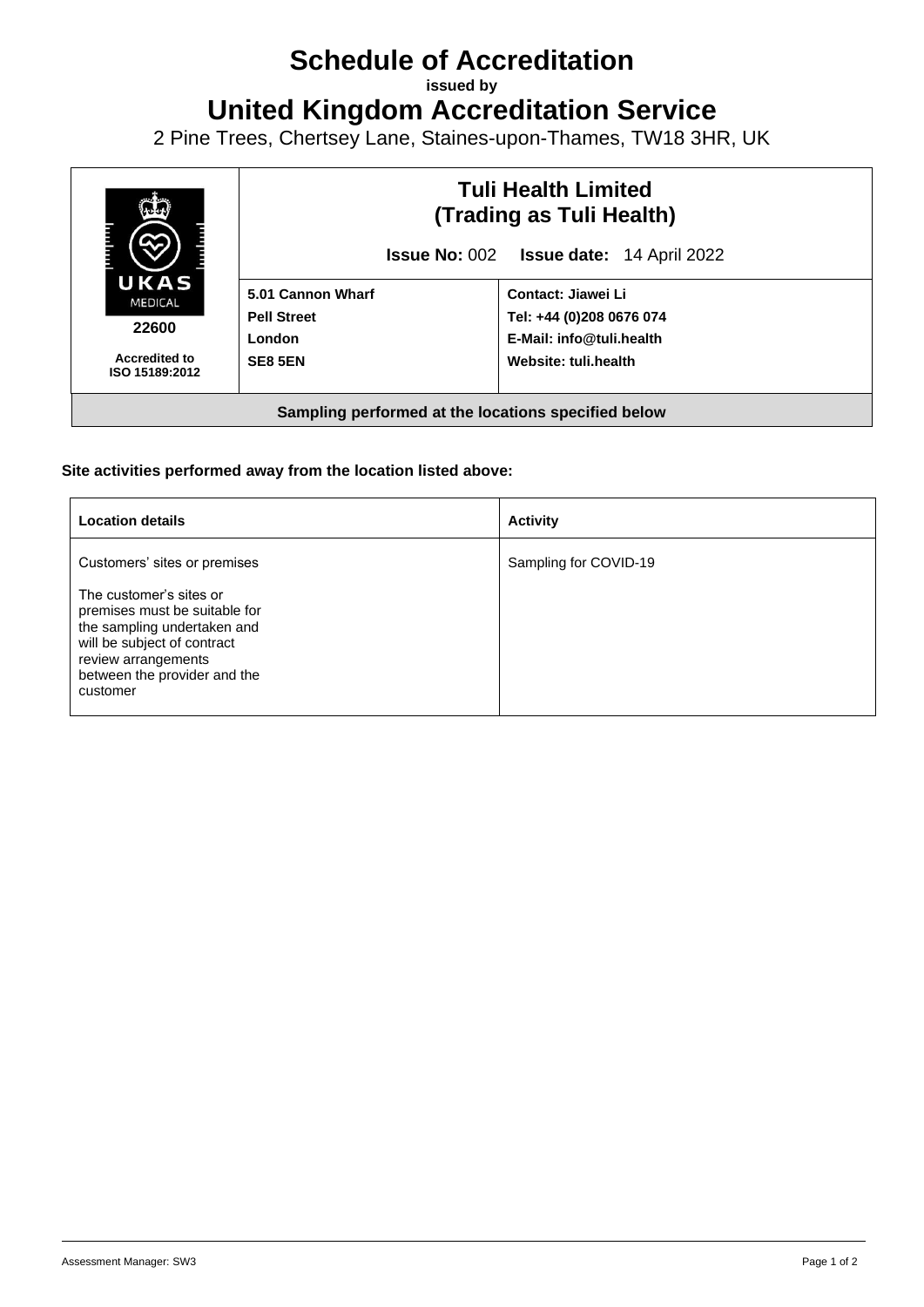# Schedule of Accreditation

**issued by**

# United Kingdom Accreditation Service

2 Pine Trees, Chertsey Lane, Staines-upon-Thames, TW18 3HR, UK

| UKAS MEDICAL 22600 Accredited to ISO 15189:2012 | **Tuli Health Limited (Trading as Tuli Health)** **Issue No:** 002 **Issue date:** 14 April 2022 | |
|---|---|---|
| | **5.01 Cannon Wharf** **Pell Street** **London** **SE8 5EN** | **Contact: Jiawei Li** **Tel: +44 (0)208 0676 074** **E-Mail: info@tuli.health** **Website: tuli.health** |
| **Sampling performed at the locations specified below** | | |

**Site activities performed away from the location listed above:**

| **Location details** | **Activity** |
|---|---|
| Customers' sites or premises<br><br>The customer's sites or premises must be suitable for the sampling undertaken and will be subject of contract review arrangements between the provider and the customer | Sampling for COVID-19 |

Assessment Manager: SW3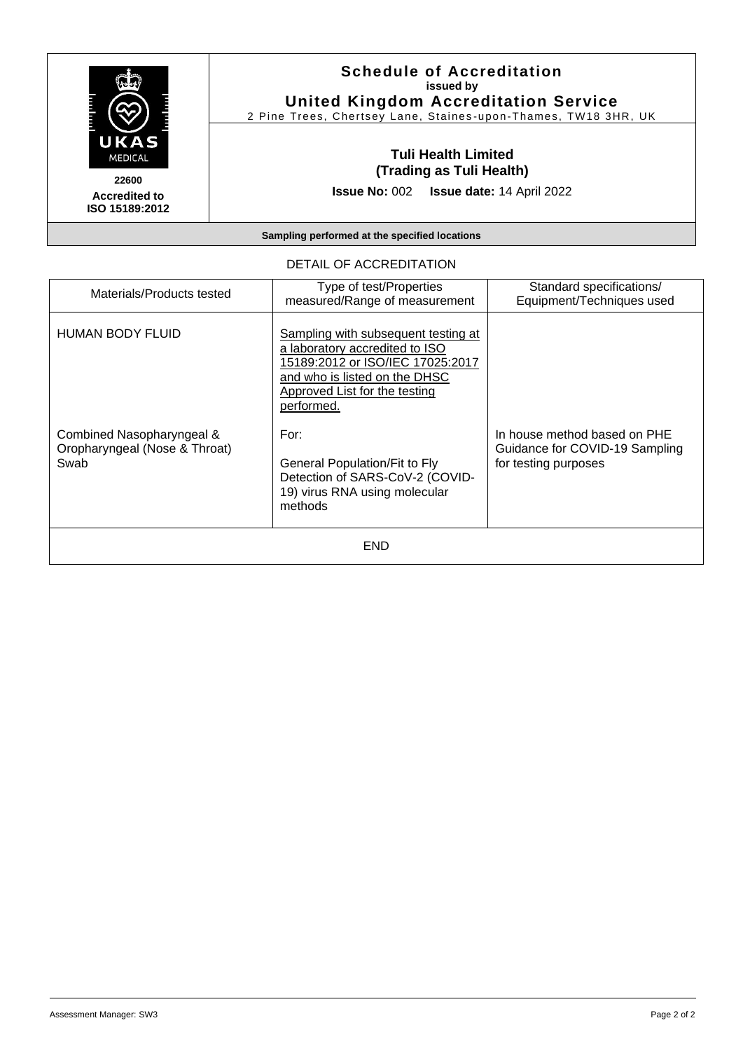# Schedule of Accreditation

**issued by**

**United Kingdom Accreditation Service**

2 Pine Trees, Chertsey Lane, Staines-upon-Thames, TW18 3HR, UK

**22600**

**Accredited to ISO 15189:2012**

**Tuli Health Limited (Trading as Tuli Health)**

**Issue No:** 002 **Issue date:** 14 April 2022

**Sampling performed at the specified locations**

## DETAIL OF ACCREDITATION

| Materials/Products tested | Type of test/Properties measured/Range of measurement | Standard specifications/ Equipment/Techniques used |
|---|---|---|
| HUMAN BODY FLUID | Sampling with subsequent testing at a laboratory accredited to ISO 15189:2012 or ISO/IEC 17025:2017 and who is listed on the DHSC Approved List for the testing performed. | |
| Combined Nasopharyngeal & Oropharyngeal (Nose & Throat) Swab | For:<br><br>General Population/Fit to Fly Detection of SARS-CoV-2 (COVID-19) virus RNA using molecular methods | In house method based on PHE Guidance for COVID-19 Sampling for testing purposes |
| END | | |

Assessment Manager: SW3